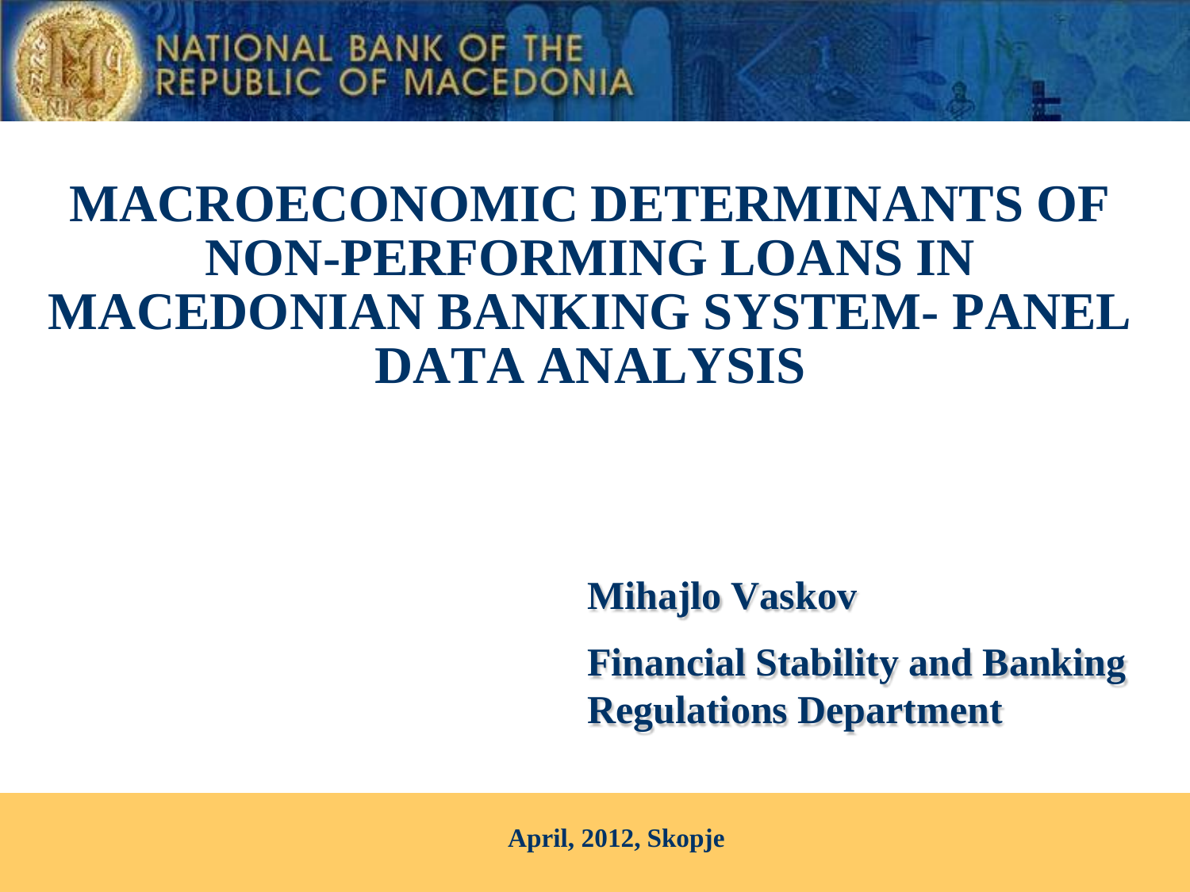NATIONAL BANK OF THE REPUBLIC OF MACEDONIA

# MACROECONOMIC DETERMINANTS OF NON-PERFORMING LOANS IN MACEDONIAN BANKING SYSTEM- PANEL DATA ANALYSIS

**Mihajlo Vaskov**

**Financial Stability and Banking Regulations Department**

**April, 2012, Skopje**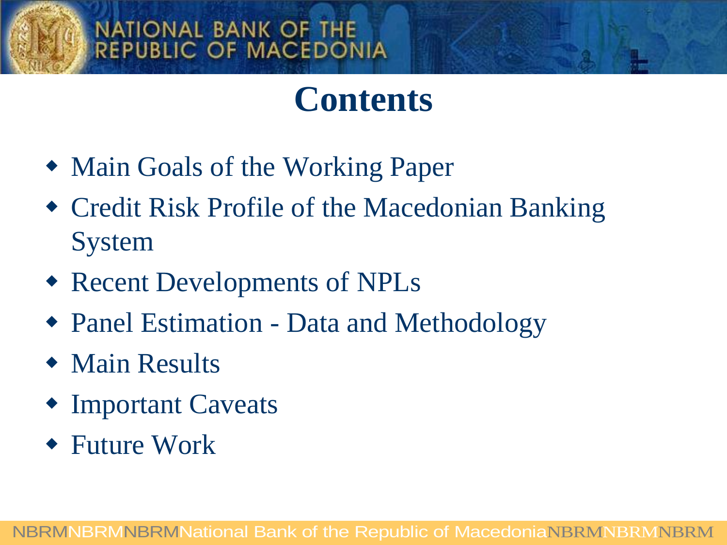# Contents

- Main Goals of the Working Paper
- Credit Risk Profile of the Macedonian Banking System
- Recent Developments of NPLs
- Panel Estimation - Data and Methodology
- Main Results
- Important Caveats
- Future Work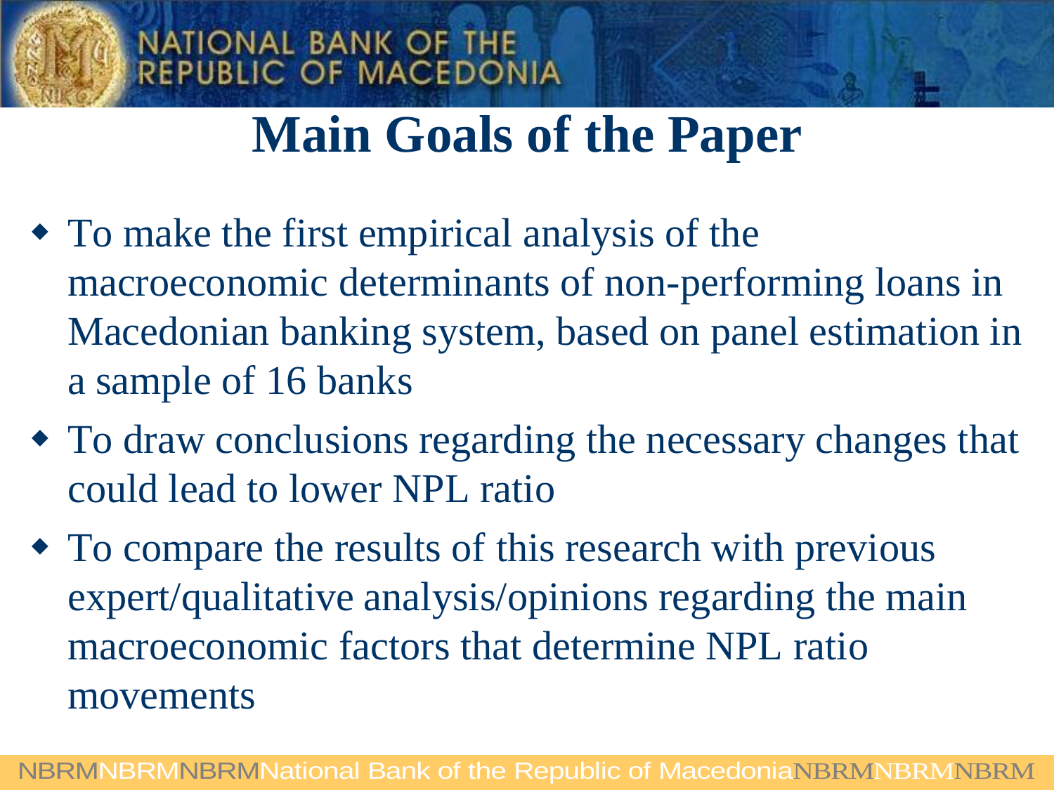# Main Goals of the Paper

- To make the first empirical analysis of the macroeconomic determinants of non-performing loans in Macedonian banking system, based on panel estimation in a sample of 16 banks
- To draw conclusions regarding the necessary changes that could lead to lower NPL ratio
- To compare the results of this research with previous expert/qualitative analysis/opinions regarding the main macroeconomic factors that determine NPL ratio movements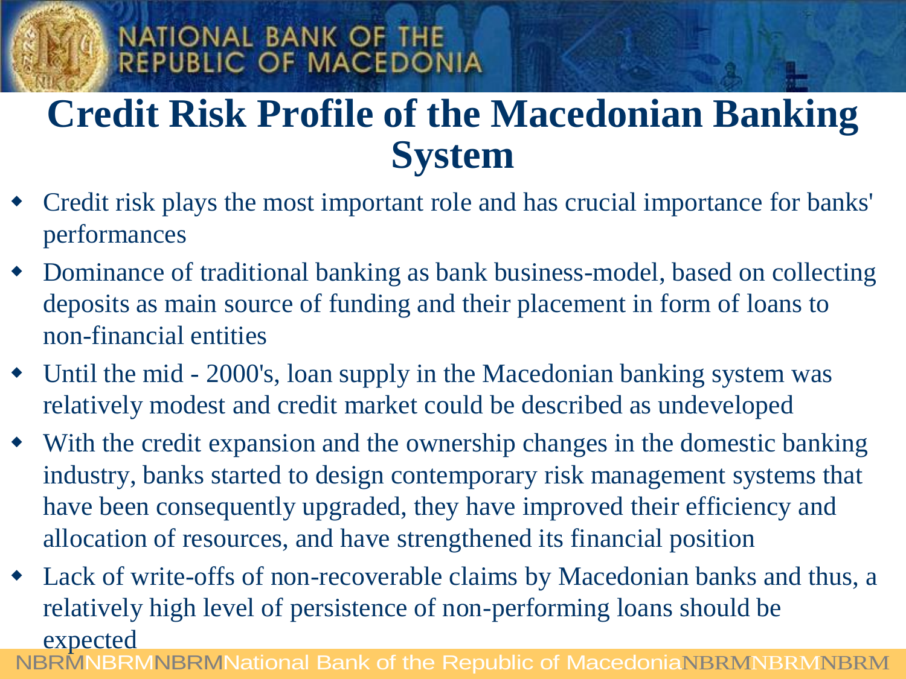# Credit Risk Profile of the Macedonian Banking System

- Credit risk plays the most important role and has crucial importance for banks' performances
- Dominance of traditional banking as bank business-model, based on collecting deposits as main source of funding and their placement in form of loans to non-financial entities
- Until the mid - 2000's, loan supply in the Macedonian banking system was relatively modest and credit market could be described as undeveloped
- With the credit expansion and the ownership changes in the domestic banking industry, banks started to design contemporary risk management systems that have been consequently upgraded, they have improved their efficiency and allocation of resources, and have strengthened its financial position
- Lack of write-offs of non-recoverable claims by Macedonian banks and thus, a relatively high level of persistence of non-performing loans should be expected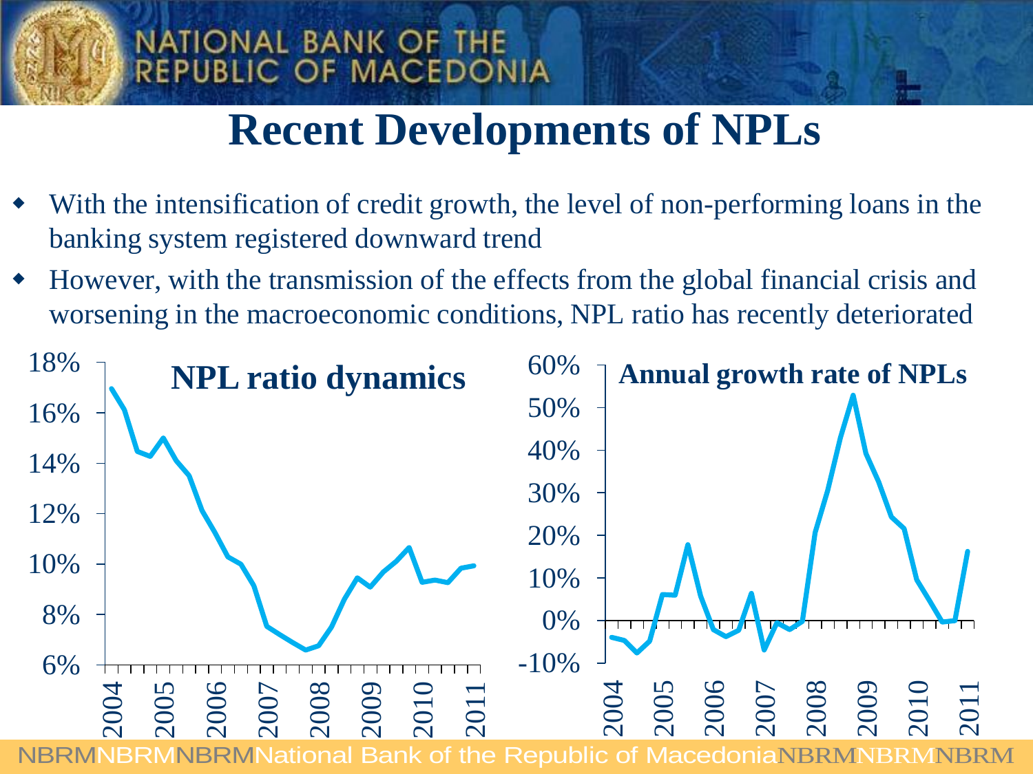# Recent Developments of NPLs

- With the intensification of credit growth, the level of non-performing loans in the banking system registered downward trend
- However, with the transmission of the effects from the global financial crisis and worsening in the macroeconomic conditions, NPL ratio has recently deteriorated

**NPL ratio dynamics**

**Annual growth rate of NPLs**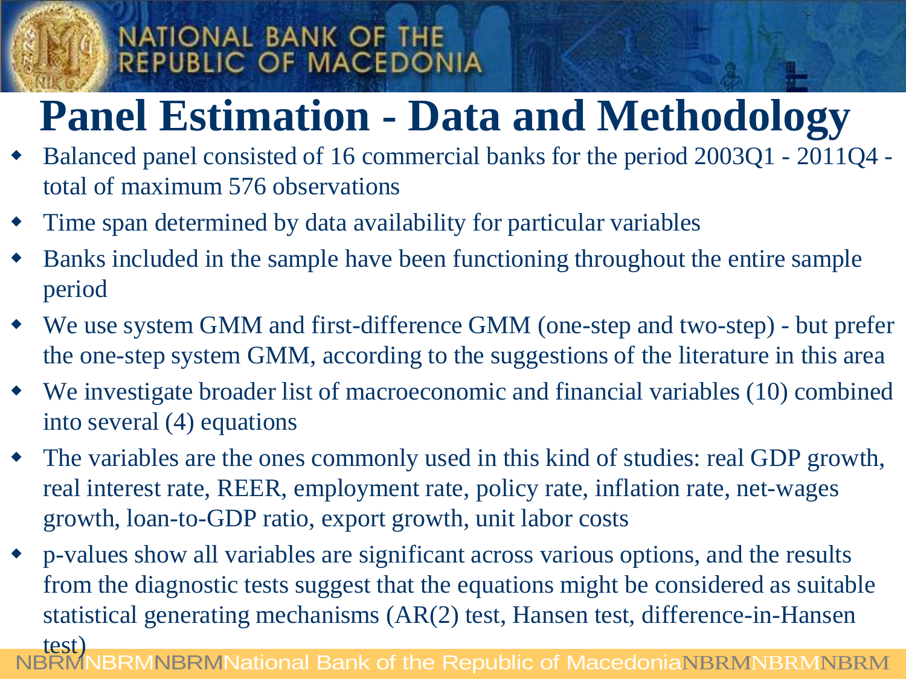# Panel Estimation - Data and Methodology

- Balanced panel consisted of 16 commercial banks for the period 2003Q1 - 2011Q4 - total of maximum 576 observations
- Time span determined by data availability for particular variables
- Banks included in the sample have been functioning throughout the entire sample period
- We use system GMM and first-difference GMM (one-step and two-step) - but prefer the one-step system GMM, according to the suggestions of the literature in this area
- We investigate broader list of macroeconomic and financial variables (10) combined into several (4) equations
- The variables are the ones commonly used in this kind of studies: real GDP growth, real interest rate, REER, employment rate, policy rate, inflation rate, net-wages growth, loan-to-GDP ratio, export growth, unit labor costs
- p-values show all variables are significant across various options, and the results from the diagnostic tests suggest that the equations might be considered as suitable statistical generating mechanisms (AR(2) test, Hansen test, difference-in-Hansen test)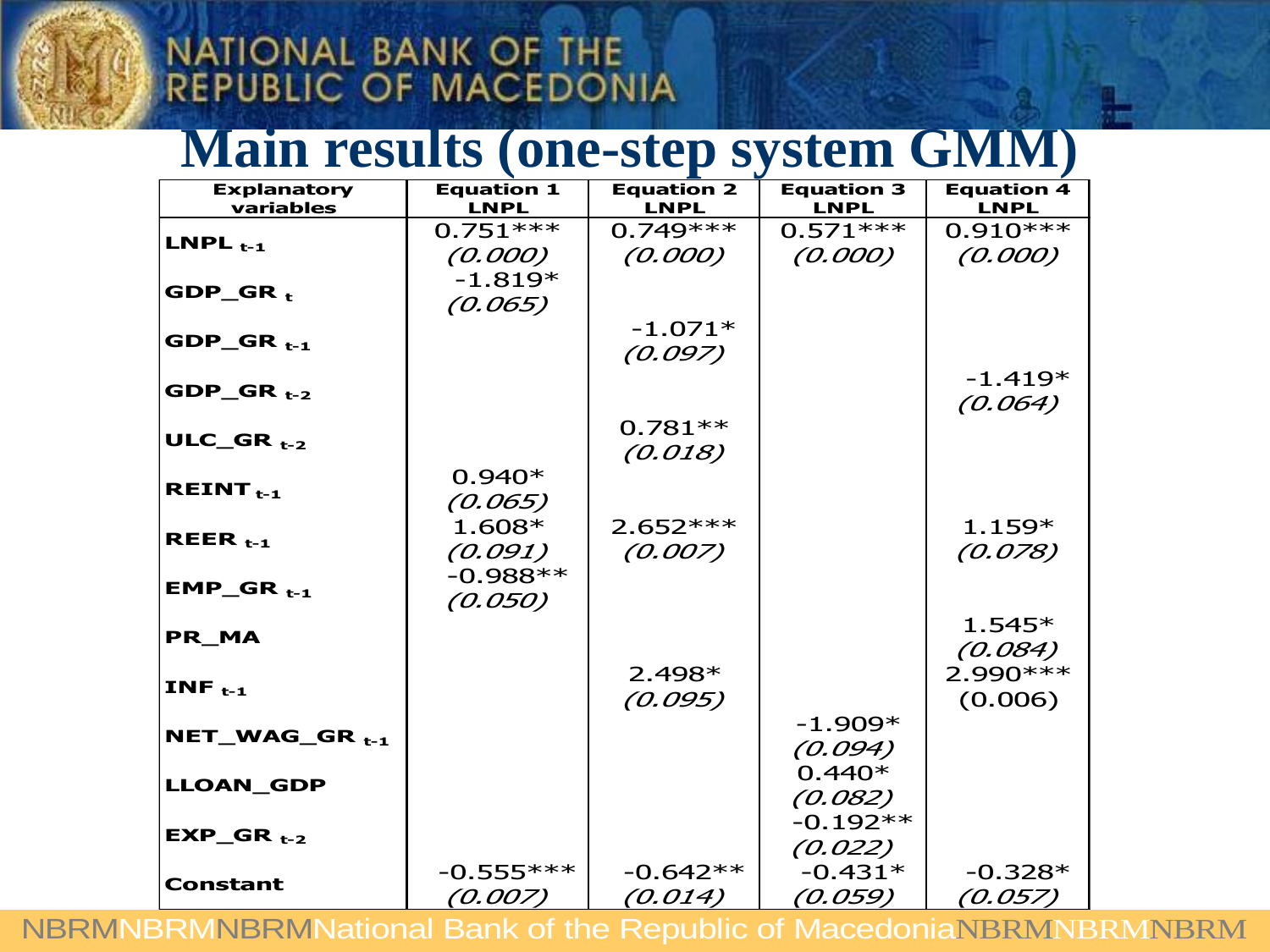# Main results (one-step system GMM)

| Explanatory variables | Equation 1 LNPL | Equation 2 LNPL | Equation 3 LNPL | Equation 4 LNPL |
|---|---|---|---|---|
| LNPL $_{t-1}$ | 0.751*** *(0.000)* | 0.749*** *(0.000)* | 0.571*** *(0.000)* | 0.910*** *(0.000)* |
| GDP_GR $_{t}$ | -1.819* *(0.065)* | | | |
| GDP_GR $_{t-1}$ | | -1.071* *(0.097)* | | |
| GDP_GR $_{t-2}$ | | | | -1.419* *(0.064)* |
| ULC_GR $_{t-2}$ | | 0.781** *(0.018)* | | |
| REINT $_{t-1}$ | 0.940* *(0.065)* | | | |
| REER $_{t-1}$ | 1.608* *(0.091)* | 2.652*** *(0.007)* | | 1.159* *(0.078)* |
| EMP_GR $_{t-1}$ | -0.988** *(0.050)* | | | |
| PR_MA | | | | 1.545* *(0.084)* |
| INF $_{t-1}$ | | 2.498* *(0.095)* | | 2.990*** (0.006) |
| NET_WAG_GR $_{t-1}$ | | | -1.909* *(0.094)* | |
| LLOAN_GDP | | | 0.440* *(0.082)* | |
| EXP_GR $_{t-2}$ | | | -0.192** *(0.022)* | |
| Constant | -0.555*** *(0.007)* | -0.642** *(0.014)* | -0.431* *(0.059)* | -0.328* *(0.057)* |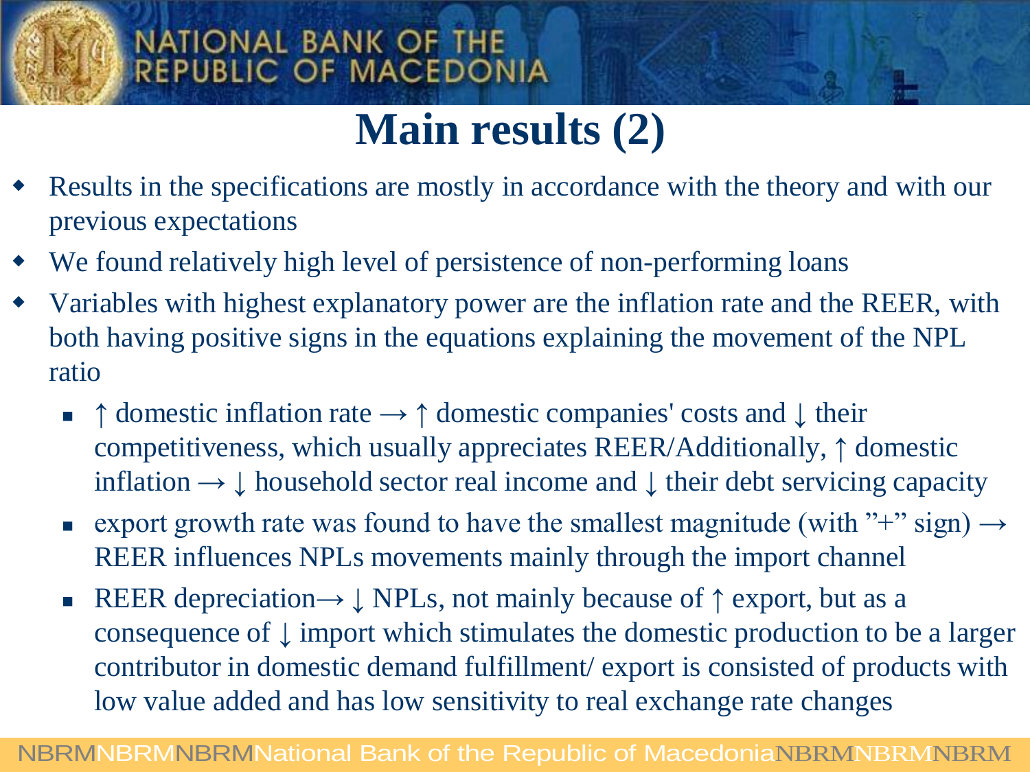# Main results (2)

- Results in the specifications are mostly in accordance with the theory and with our previous expectations
- We found relatively high level of persistence of non-performing loans
- Variables with highest explanatory power are the inflation rate and the REER, with both having positive signs in the equations explaining the movement of the NPL ratio
  - ↑ domestic inflation rate → ↑ domestic companies' costs and ↓ their competitiveness, which usually appreciates REER/Additionally, ↑ domestic inflation → ↓ household sector real income and ↓ their debt servicing capacity
  - export growth rate was found to have the smallest magnitude (with "+" sign) → REER influences NPLs movements mainly through the import channel
  - REER depreciation→ ↓ NPLs, not mainly because of ↑ export, but as a consequence of ↓ import which stimulates the domestic production to be a larger contributor in domestic demand fulfillment/ export is consisted of products with low value added and has low sensitivity to real exchange rate changes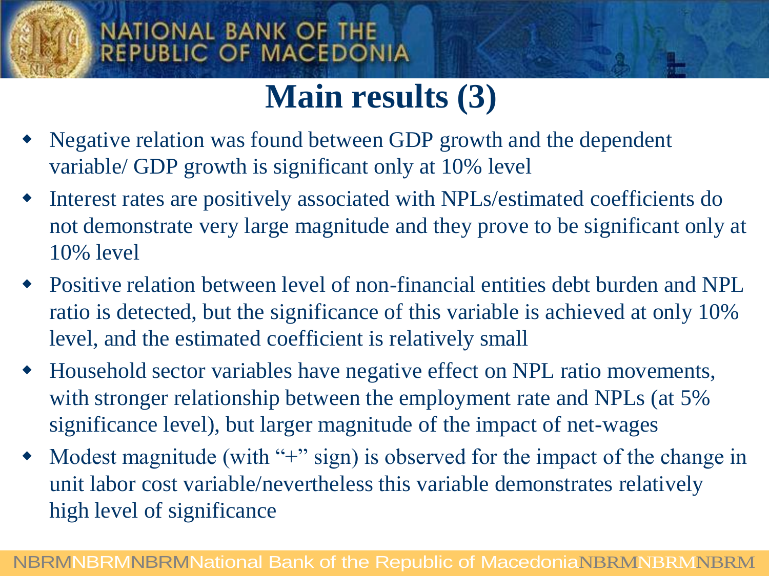# Main results (3)

- Negative relation was found between GDP growth and the dependent variable/ GDP growth is significant only at 10% level
- Interest rates are positively associated with NPLs/estimated coefficients do not demonstrate very large magnitude and they prove to be significant only at 10% level
- Positive relation between level of non-financial entities debt burden and NPL ratio is detected, but the significance of this variable is achieved at only 10% level, and the estimated coefficient is relatively small
- Household sector variables have negative effect on NPL ratio movements, with stronger relationship between the employment rate and NPLs (at 5% significance level), but larger magnitude of the impact of net-wages
- Modest magnitude (with "+" sign) is observed for the impact of the change in unit labor cost variable/nevertheless this variable demonstrates relatively high level of significance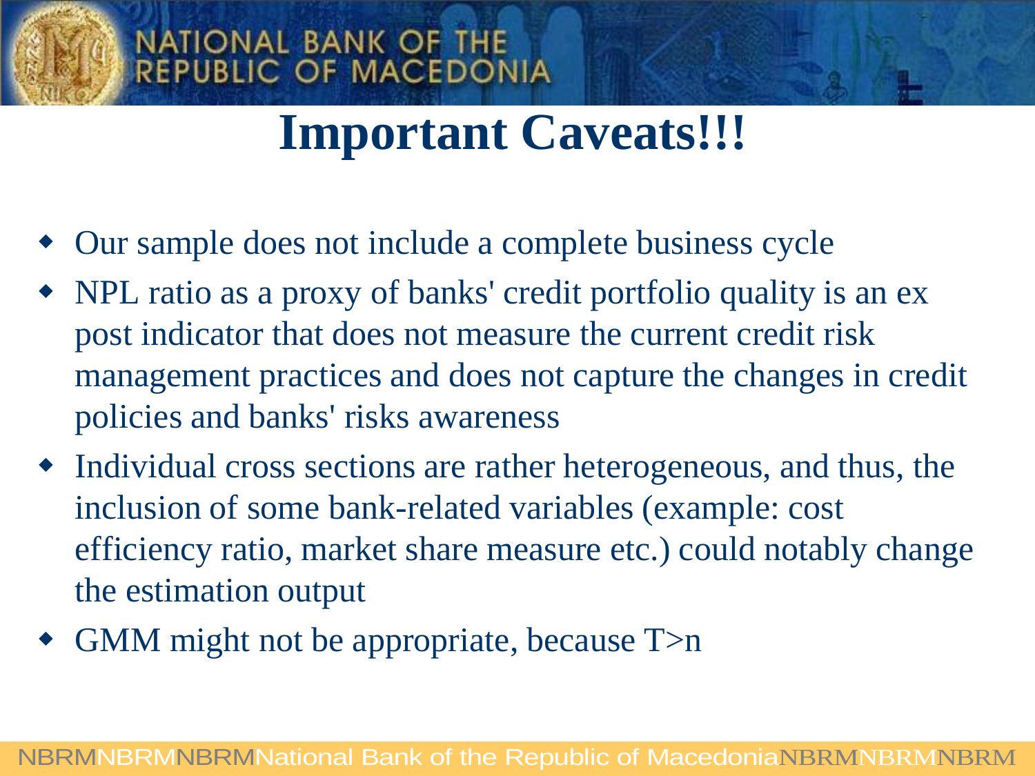# Important Caveats!!!

- Our sample does not include a complete business cycle
- NPL ratio as a proxy of banks' credit portfolio quality is an ex post indicator that does not measure the current credit risk management practices and does not capture the changes in credit policies and banks' risks awareness
- Individual cross sections are rather heterogeneous, and thus, the inclusion of some bank-related variables (example: cost efficiency ratio, market share measure etc.) could notably change the estimation output
- GMM might not be appropriate, because $T>n$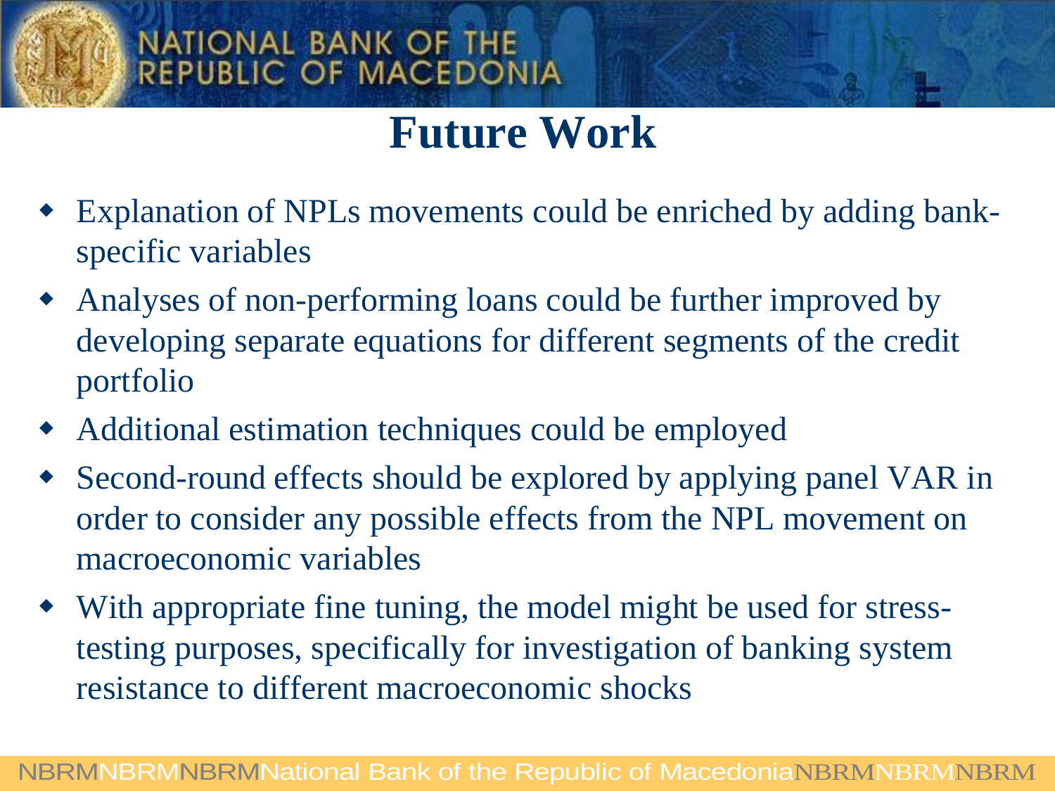# Future Work

- Explanation of NPLs movements could be enriched by adding bank-specific variables
- Analyses of non-performing loans could be further improved by developing separate equations for different segments of the credit portfolio
- Additional estimation techniques could be employed
- Second-round effects should be explored by applying panel VAR in order to consider any possible effects from the NPL movement on macroeconomic variables
- With appropriate fine tuning, the model might be used for stress-testing purposes, specifically for investigation of banking system resistance to different macroeconomic shocks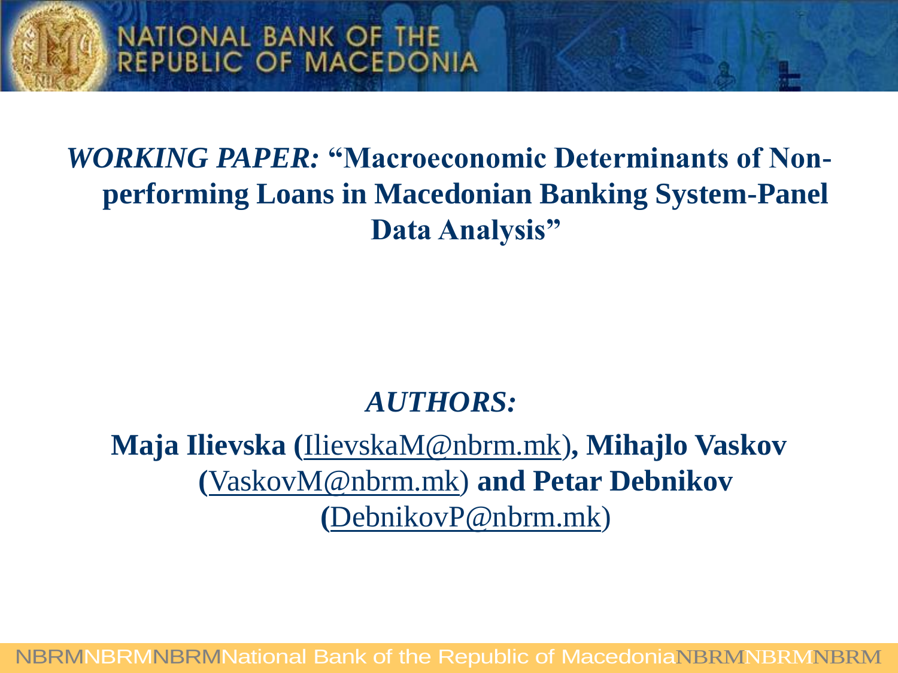***WORKING PAPER:* "Macroeconomic Determinants of Non-performing Loans in Macedonian Banking System-Panel Data Analysis"**

***AUTHORS:***

**Maja Ilievska (**IlievskaM@nbrm.mk**), Mihajlo Vaskov (**VaskovM@nbrm.mk**) and Petar Debnikov (**DebnikovP@nbrm.mk**)**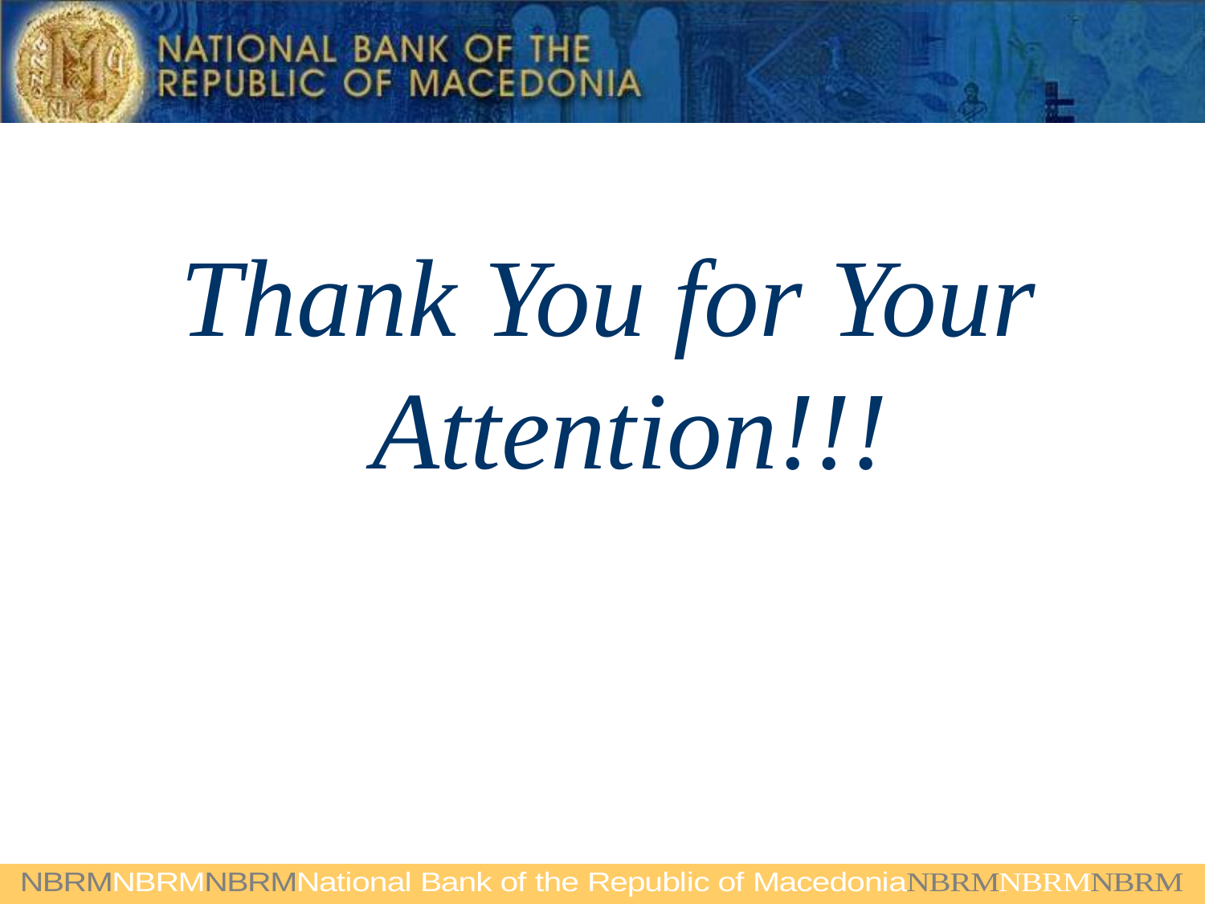*Thank You for Your Attention!!!*